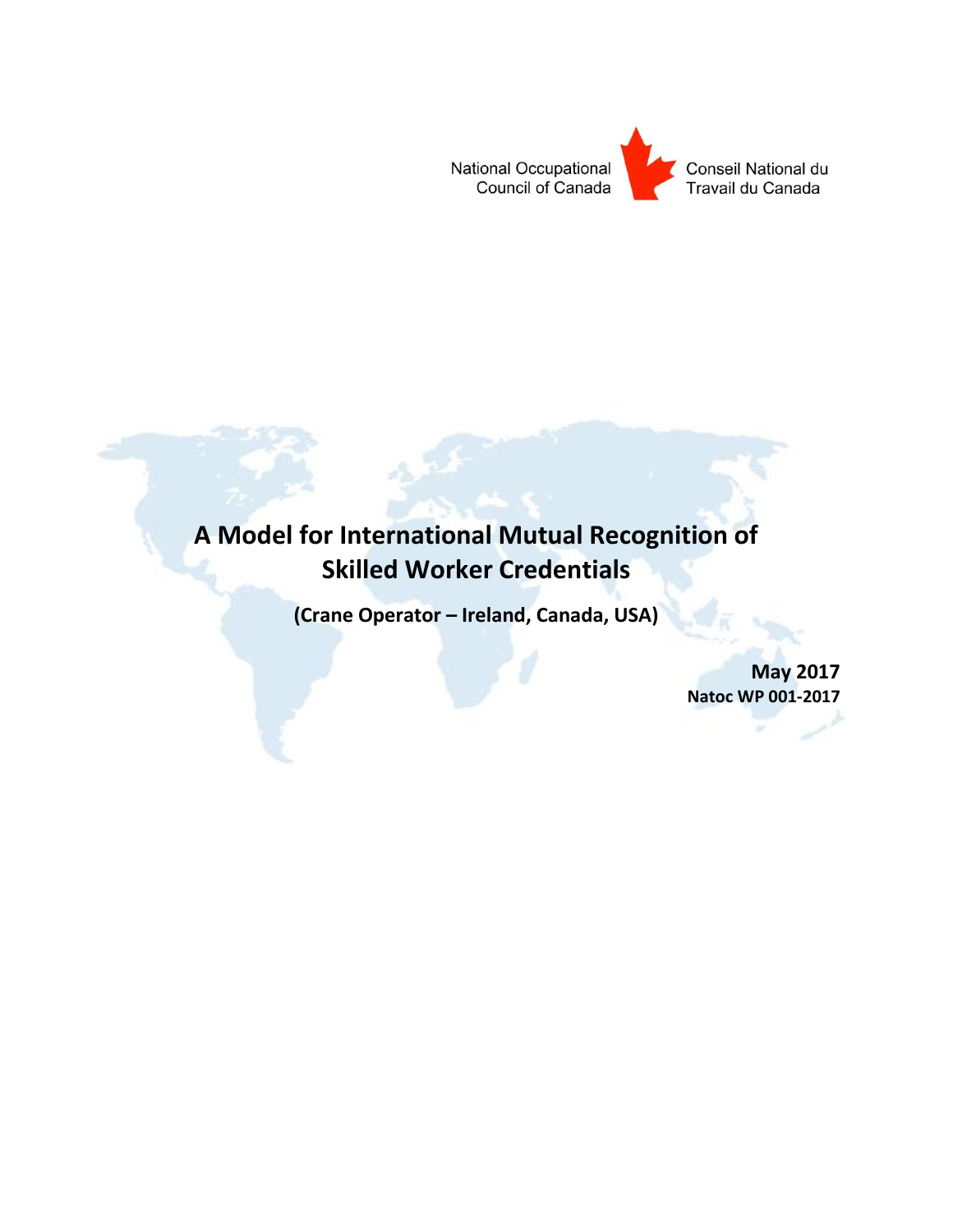National Occupational Council of Canada

Conseil National du Travail du Canada

# A Model for International Mutual Recognition of Skilled Worker Credentials

**(Crane Operator – Ireland, Canada, USA)**

**May 2017**

**Natoc WP 001-2017**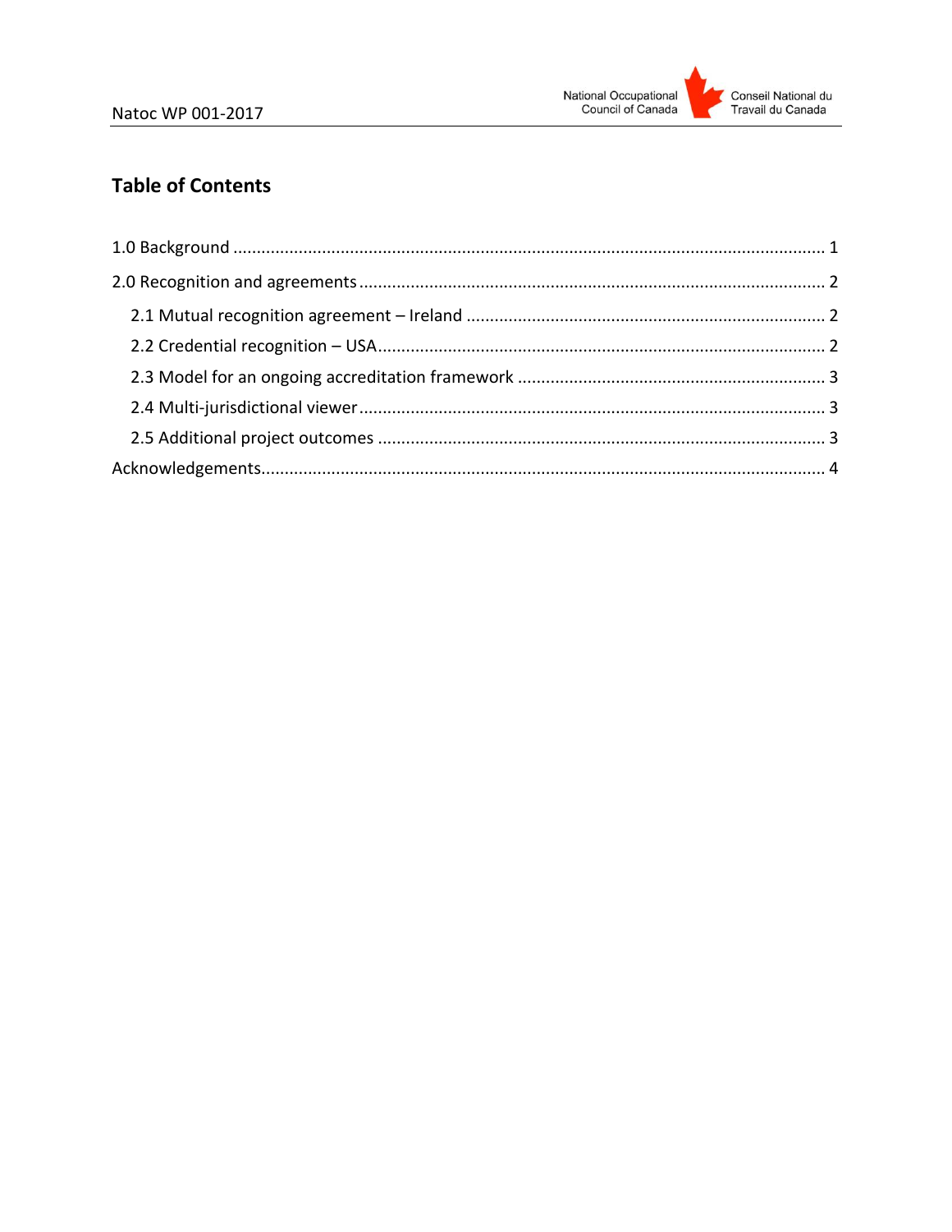## Table of Contents

1.0 Background ........................................................................................................................ 1

2.0 Recognition and agreements .............................................................................................. 2

- 2.1 Mutual recognition agreement – Ireland ........................................................................ 2
- 2.2 Credential recognition – USA.......................................................................................... 2
- 2.3 Model for an ongoing accreditation framework ............................................................. 3
- 2.4 Multi-jurisdictional viewer ............................................................................................... 3
- 2.5 Additional project outcomes ........................................................................................... 3

Acknowledgements.................................................................................................................. 4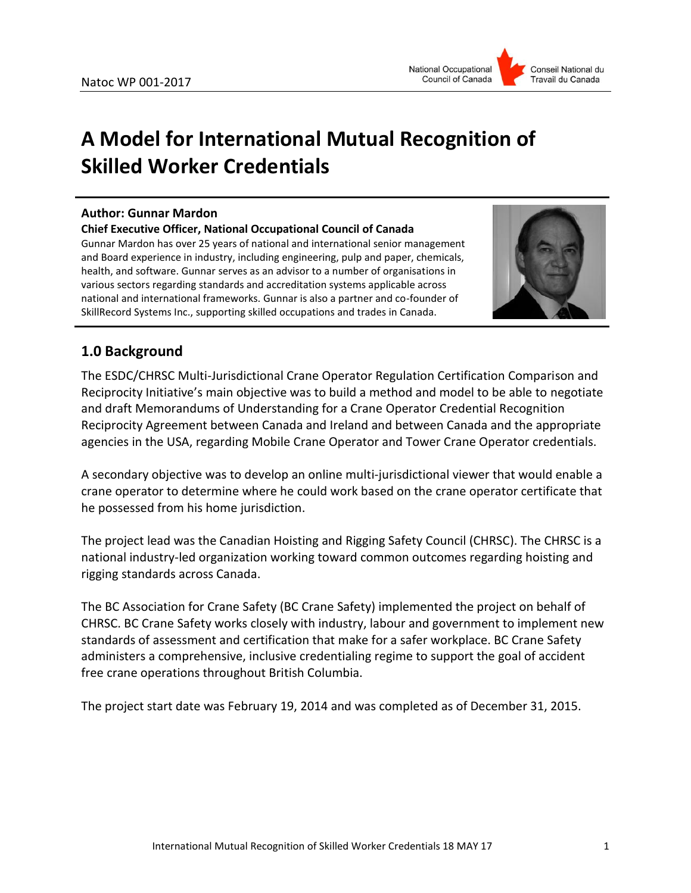# A Model for International Mutual Recognition of Skilled Worker Credentials

**Author: Gunnar Mardon**

**Chief Executive Officer, National Occupational Council of Canada**

Gunnar Mardon has over 25 years of national and international senior management and Board experience in industry, including engineering, pulp and paper, chemicals, health, and software. Gunnar serves as an advisor to a number of organisations in various sectors regarding standards and accreditation systems applicable across national and international frameworks. Gunnar is also a partner and co-founder of SkillRecord Systems Inc., supporting skilled occupations and trades in Canada.

## 1.0 Background

The ESDC/CHRSC Multi-Jurisdictional Crane Operator Regulation Certification Comparison and Reciprocity Initiative's main objective was to build a method and model to be able to negotiate and draft Memorandums of Understanding for a Crane Operator Credential Recognition Reciprocity Agreement between Canada and Ireland and between Canada and the appropriate agencies in the USA, regarding Mobile Crane Operator and Tower Crane Operator credentials.

A secondary objective was to develop an online multi-jurisdictional viewer that would enable a crane operator to determine where he could work based on the crane operator certificate that he possessed from his home jurisdiction.

The project lead was the Canadian Hoisting and Rigging Safety Council (CHRSC). The CHRSC is a national industry-led organization working toward common outcomes regarding hoisting and rigging standards across Canada.

The BC Association for Crane Safety (BC Crane Safety) implemented the project on behalf of CHRSC. BC Crane Safety works closely with industry, labour and government to implement new standards of assessment and certification that make for a safer workplace. BC Crane Safety administers a comprehensive, inclusive credentialing regime to support the goal of accident free crane operations throughout British Columbia.

The project start date was February 19, 2014 and was completed as of December 31, 2015.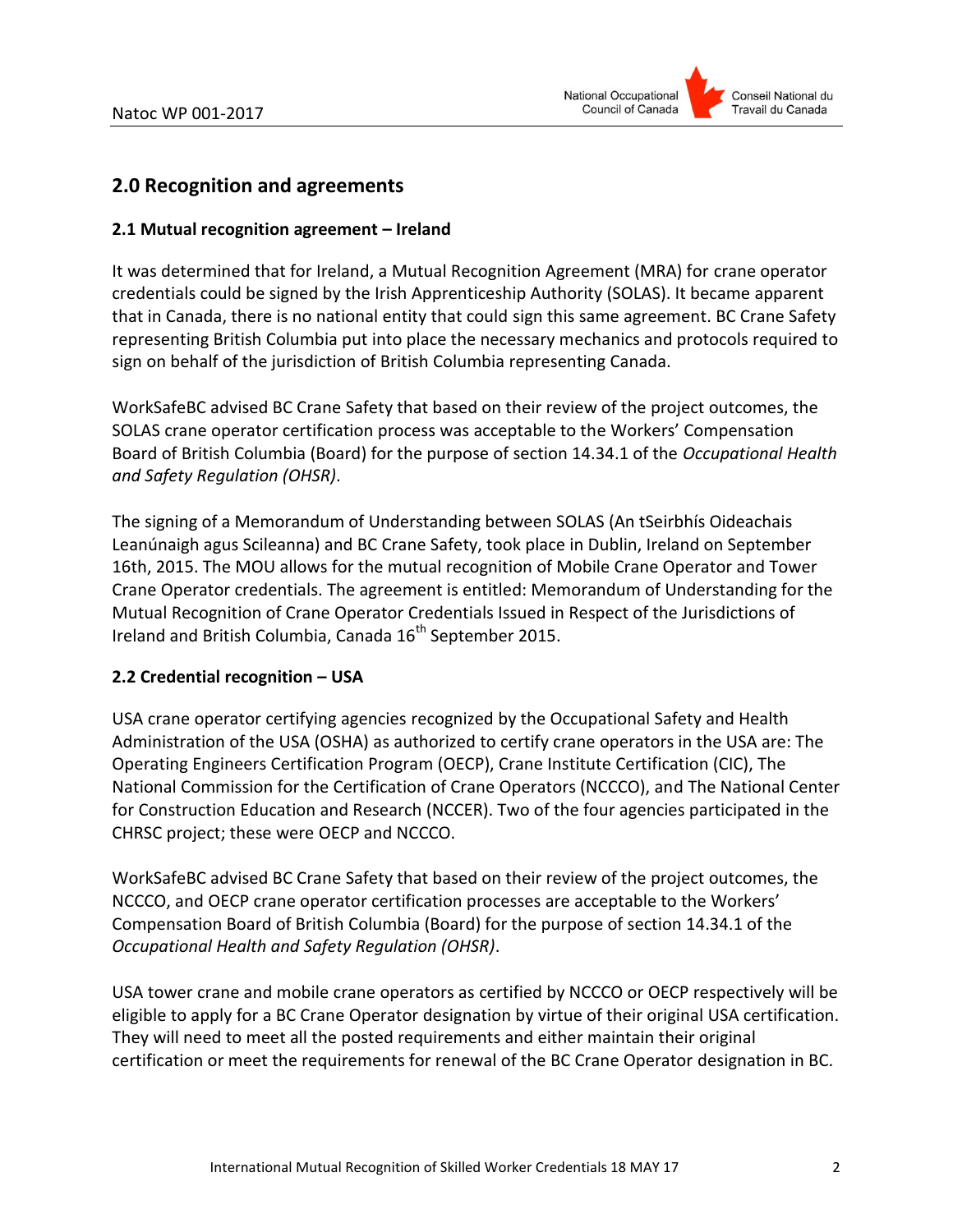## 2.0 Recognition and agreements

### 2.1 Mutual recognition agreement – Ireland

It was determined that for Ireland, a Mutual Recognition Agreement (MRA) for crane operator credentials could be signed by the Irish Apprenticeship Authority (SOLAS). It became apparent that in Canada, there is no national entity that could sign this same agreement. BC Crane Safety representing British Columbia put into place the necessary mechanics and protocols required to sign on behalf of the jurisdiction of British Columbia representing Canada.

WorkSafeBC advised BC Crane Safety that based on their review of the project outcomes, the SOLAS crane operator certification process was acceptable to the Workers' Compensation Board of British Columbia (Board) for the purpose of section 14.34.1 of the *Occupational Health and Safety Regulation (OHSR)*.

The signing of a Memorandum of Understanding between SOLAS (An tSeirbhís Oideachais Leanúnaigh agus Scileanna) and BC Crane Safety, took place in Dublin, Ireland on September 16th, 2015. The MOU allows for the mutual recognition of Mobile Crane Operator and Tower Crane Operator credentials. The agreement is entitled: Memorandum of Understanding for the Mutual Recognition of Crane Operator Credentials Issued in Respect of the Jurisdictions of Ireland and British Columbia, Canada 16th September 2015.

### 2.2 Credential recognition – USA

USA crane operator certifying agencies recognized by the Occupational Safety and Health Administration of the USA (OSHA) as authorized to certify crane operators in the USA are: The Operating Engineers Certification Program (OECP), Crane Institute Certification (CIC), The National Commission for the Certification of Crane Operators (NCCCO), and The National Center for Construction Education and Research (NCCER). Two of the four agencies participated in the CHRSC project; these were OECP and NCCCO.

WorkSafeBC advised BC Crane Safety that based on their review of the project outcomes, the NCCCO, and OECP crane operator certification processes are acceptable to the Workers' Compensation Board of British Columbia (Board) for the purpose of section 14.34.1 of the *Occupational Health and Safety Regulation (OHSR)*.

USA tower crane and mobile crane operators as certified by NCCCO or OECP respectively will be eligible to apply for a BC Crane Operator designation by virtue of their original USA certification. They will need to meet all the posted requirements and either maintain their original certification or meet the requirements for renewal of the BC Crane Operator designation in BC.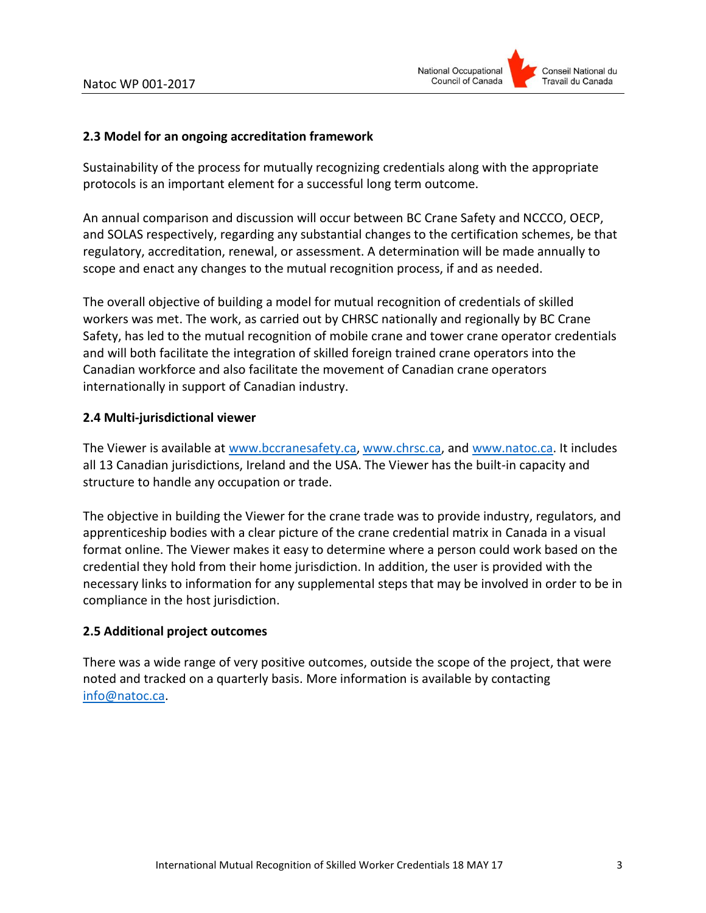### 2.3 Model for an ongoing accreditation framework

Sustainability of the process for mutually recognizing credentials along with the appropriate protocols is an important element for a successful long term outcome.

An annual comparison and discussion will occur between BC Crane Safety and NCCCO, OECP, and SOLAS respectively, regarding any substantial changes to the certification schemes, be that regulatory, accreditation, renewal, or assessment. A determination will be made annually to scope and enact any changes to the mutual recognition process, if and as needed.

The overall objective of building a model for mutual recognition of credentials of skilled workers was met. The work, as carried out by CHRSC nationally and regionally by BC Crane Safety, has led to the mutual recognition of mobile crane and tower crane operator credentials and will both facilitate the integration of skilled foreign trained crane operators into the Canadian workforce and also facilitate the movement of Canadian crane operators internationally in support of Canadian industry.

### 2.4 Multi-jurisdictional viewer

The Viewer is available at www.bccranesafety.ca, www.chrsc.ca, and www.natoc.ca. It includes all 13 Canadian jurisdictions, Ireland and the USA. The Viewer has the built-in capacity and structure to handle any occupation or trade.

The objective in building the Viewer for the crane trade was to provide industry, regulators, and apprenticeship bodies with a clear picture of the crane credential matrix in Canada in a visual format online. The Viewer makes it easy to determine where a person could work based on the credential they hold from their home jurisdiction. In addition, the user is provided with the necessary links to information for any supplemental steps that may be involved in order to be in compliance in the host jurisdiction.

### 2.5 Additional project outcomes

There was a wide range of very positive outcomes, outside the scope of the project, that were noted and tracked on a quarterly basis. More information is available by contacting info@natoc.ca.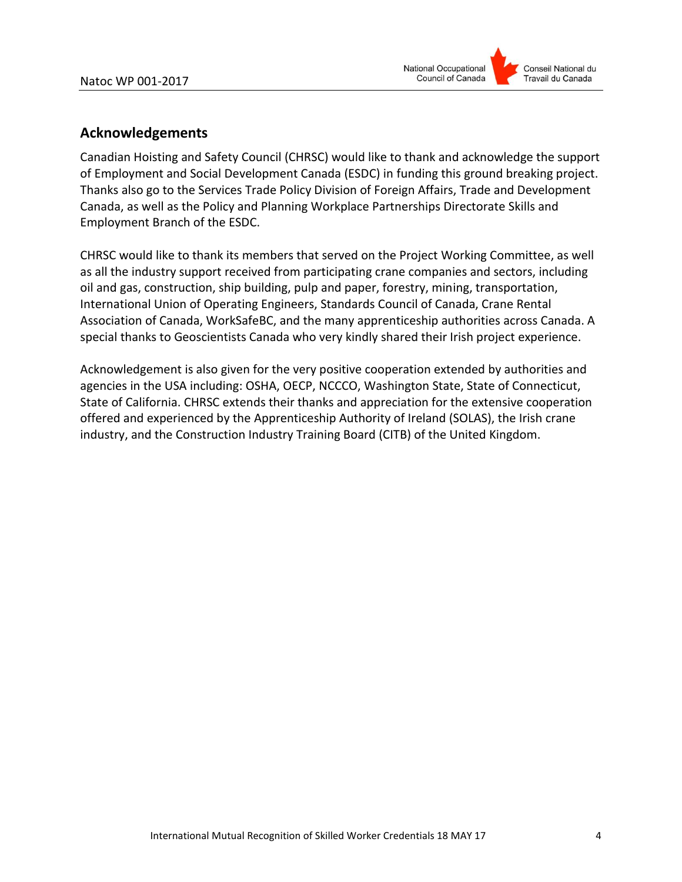## Acknowledgements

Canadian Hoisting and Safety Council (CHRSC) would like to thank and acknowledge the support of Employment and Social Development Canada (ESDC) in funding this ground breaking project. Thanks also go to the Services Trade Policy Division of Foreign Affairs, Trade and Development Canada, as well as the Policy and Planning Workplace Partnerships Directorate Skills and Employment Branch of the ESDC.

CHRSC would like to thank its members that served on the Project Working Committee, as well as all the industry support received from participating crane companies and sectors, including oil and gas, construction, ship building, pulp and paper, forestry, mining, transportation, International Union of Operating Engineers, Standards Council of Canada, Crane Rental Association of Canada, WorkSafeBC, and the many apprenticeship authorities across Canada. A special thanks to Geoscientists Canada who very kindly shared their Irish project experience.

Acknowledgement is also given for the very positive cooperation extended by authorities and agencies in the USA including: OSHA, OECP, NCCCO, Washington State, State of Connecticut, State of California. CHRSC extends their thanks and appreciation for the extensive cooperation offered and experienced by the Apprenticeship Authority of Ireland (SOLAS), the Irish crane industry, and the Construction Industry Training Board (CITB) of the United Kingdom.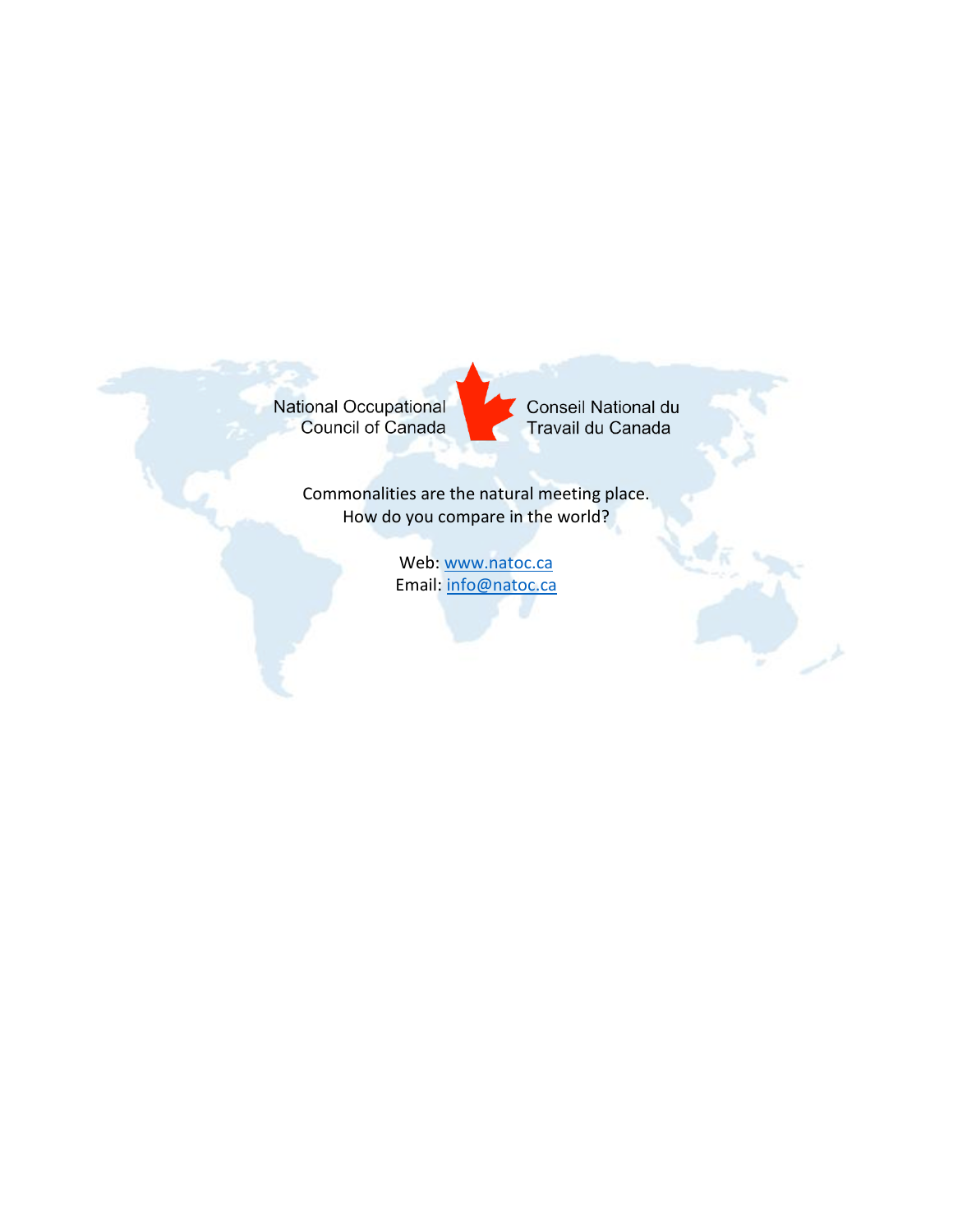National Occupational Council of Canada

Conseil National du Travail du Canada

Commonalities are the natural meeting place.
How do you compare in the world?

Web: www.natoc.ca
Email: info@natoc.ca